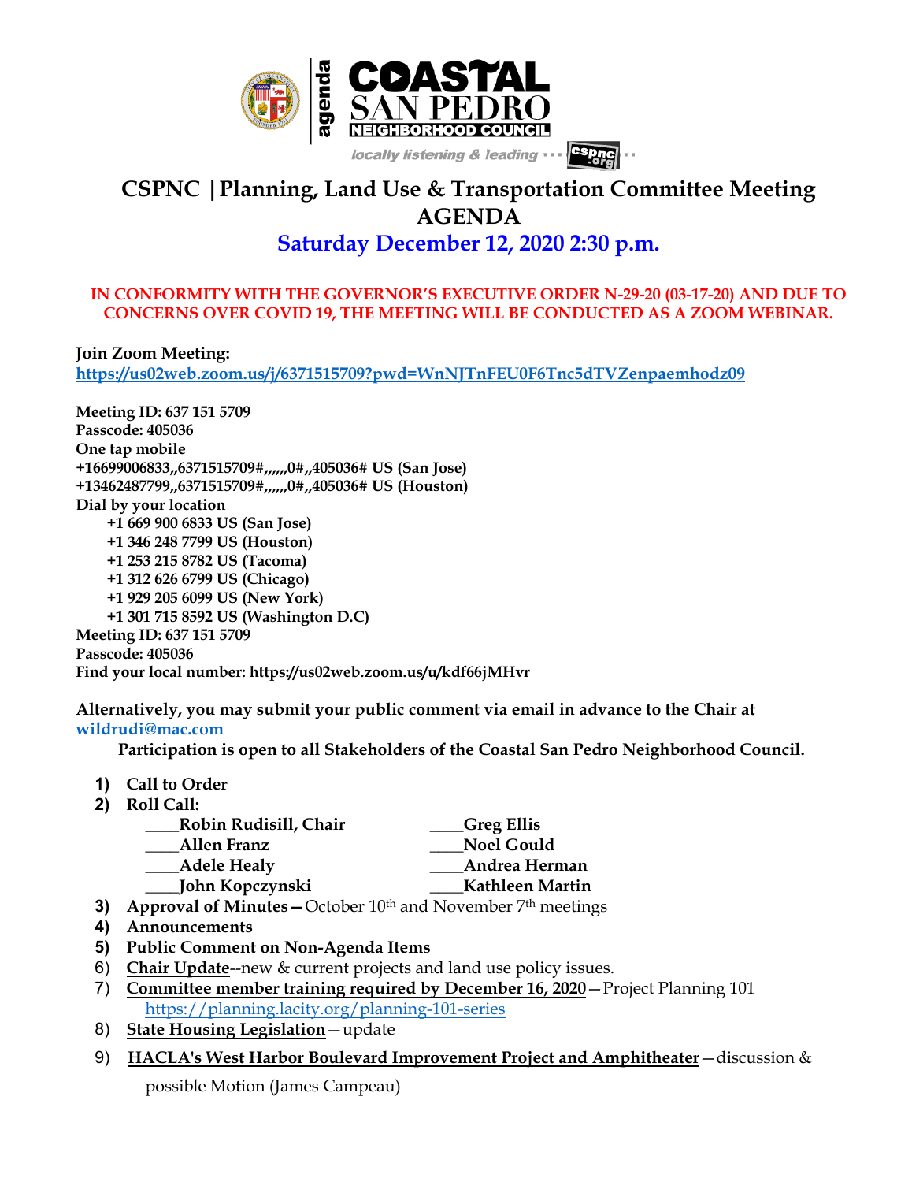agenda

COASTAL SAN PEDRO NEIGHBORHOOD COUNCIL

locally listening & leading ··· cspnc.org ··

# CSPNC | Planning, Land Use & Transportation Committee Meeting AGENDA

## Saturday December 12, 2020 2:30 p.m.

**IN CONFORMITY WITH THE GOVERNOR'S EXECUTIVE ORDER N-29-20 (03-17-20) AND DUE TO CONCERNS OVER COVID 19, THE MEETING WILL BE CONDUCTED AS A ZOOM WEBINAR.**

**Join Zoom Meeting:**
https://us02web.zoom.us/j/6371515709?pwd=WnNJTnFEU0F6Tnc5dTVZenpaemhodz09

**Meeting ID: 637 151 5709**
**Passcode: 405036**
**One tap mobile**
**+16699006833,,6371515709#,,,,,,0#,,405036# US (San Jose)**
**+13462487799,,6371515709#,,,,,,0#,,405036# US (Houston)**
**Dial by your location**
- **+1 669 900 6833 US (San Jose)**
- **+1 346 248 7799 US (Houston)**
- **+1 253 215 8782 US (Tacoma)**
- **+1 312 626 6799 US (Chicago)**
- **+1 929 205 6099 US (New York)**
- **+1 301 715 8592 US (Washington D.C)**

**Meeting ID: 637 151 5709**
**Passcode: 405036**
**Find your local number: https://us02web.zoom.us/u/kdf66jMHvr**

**Alternatively, you may submit your public comment via email in advance to the Chair at** wildrudi@mac.com

**Participation is open to all Stakeholders of the Coastal San Pedro Neighborhood Council.**

1) **Call to Order**
2) **Roll Call:**
   - ____Robin Rudisill, Chair
   - ____Allen Franz
   - ____Adele Healy
   - ____John Kopczynski
   - ____Greg Ellis
   - ____Noel Gould
   - ____Andrea Herman
   - ____Kathleen Martin
3) **Approval of Minutes**—October 10th and November 7th meetings
4) **Announcements**
5) **Public Comment on Non-Agenda Items**
6) **Chair Update**--new & current projects and land use policy issues.
7) **Committee member training required by December 16, 2020**—Project Planning 101 https://planning.lacity.org/planning-101-series
8) **State Housing Legislation**—update
9) **HACLA's West Harbor Boulevard Improvement Project and Amphitheater**—discussion & possible Motion (James Campeau)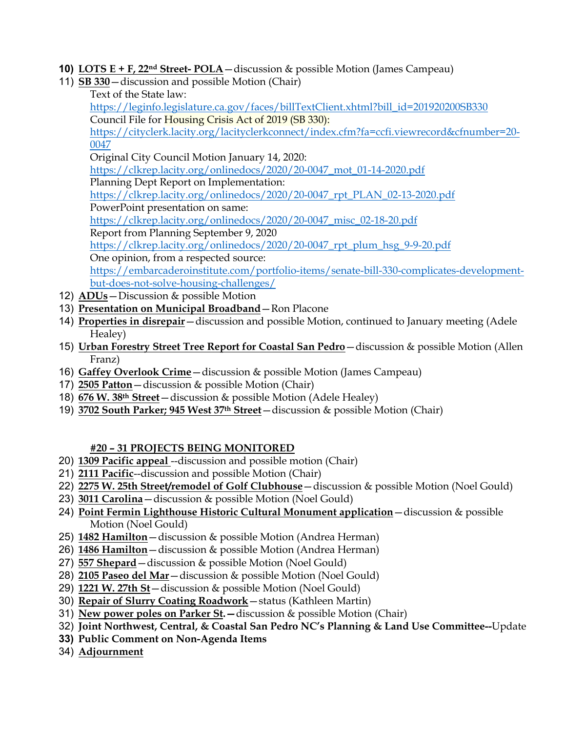10) **LOTS E + F, 22nd Street- POLA**—discussion & possible Motion (James Campeau)
11) **SB 330**—discussion and possible Motion (Chair)
    Text of the State law:
    https://leginfo.legislature.ca.gov/faces/billTextClient.xhtml?bill_id=201920200SB330
    Council File for Housing Crisis Act of 2019 (SB 330):
    https://cityclerk.lacity.org/lacityclerkconnect/index.cfm?fa=ccfi.viewrecord&cfnumber=20-0047
    Original City Council Motion January 14, 2020:
    https://clkrep.lacity.org/onlinedocs/2020/20-0047_mot_01-14-2020.pdf
    Planning Dept Report on Implementation:
    https://clkrep.lacity.org/onlinedocs/2020/20-0047_rpt_PLAN_02-13-2020.pdf
    PowerPoint presentation on same:
    https://clkrep.lacity.org/onlinedocs/2020/20-0047_misc_02-18-20.pdf
    Report from Planning September 9, 2020
    https://clkrep.lacity.org/onlinedocs/2020/20-0047_rpt_plum_hsg_9-9-20.pdf
    One opinion, from a respected source:
    https://embarcaderoinstitute.com/portfolio-items/senate-bill-330-complicates-development-but-does-not-solve-housing-challenges/
12) **ADUs**—Discussion & possible Motion
13) **Presentation on Municipal Broadband**—Ron Placone
14) **Properties in disrepair**—discussion and possible Motion, continued to January meeting (Adele Healey)
15) **Urban Forestry Street Tree Report for Coastal San Pedro**—discussion & possible Motion (Allen Franz)
16) **Gaffey Overlook Crime**—discussion & possible Motion (James Campeau)
17) **2505 Patton**—discussion & possible Motion (Chair)
18) **676 W. 38th Street**—discussion & possible Motion (Adele Healey)
19) **3702 South Parker; 945 West 37th Street**—discussion & possible Motion (Chair)

**#20 – 31 PROJECTS BEING MONITORED**

20) **1309 Pacific appeal** --discussion and possible motion (Chair)
21) **2111 Pacific**--discussion and possible Motion (Chair)
22) **2275 W. 25th Street/remodel of Golf Clubhouse**—discussion & possible Motion (Noel Gould)
23) **3011 Carolina**—discussion & possible Motion (Noel Gould)
24) **Point Fermin Lighthouse Historic Cultural Monument application**—discussion & possible Motion (Noel Gould)
25) **1482 Hamilton**—discussion & possible Motion (Andrea Herman)
26) **1486 Hamilton**—discussion & possible Motion (Andrea Herman)
27) **557 Shepard**—discussion & possible Motion (Noel Gould)
28) **2105 Paseo del Mar**—discussion & possible Motion (Noel Gould)
29) **1221 W. 27th St**—discussion & possible Motion (Noel Gould)
30) **Repair of Slurry Coating Roadwork**—status (Kathleen Martin)
31) **New power poles on Parker St.**—discussion & possible Motion (Chair)
32) **Joint Northwest, Central, & Coastal San Pedro NC's Planning & Land Use Committee--**Update
33) **Public Comment on Non-Agenda Items**
34) **Adjournment**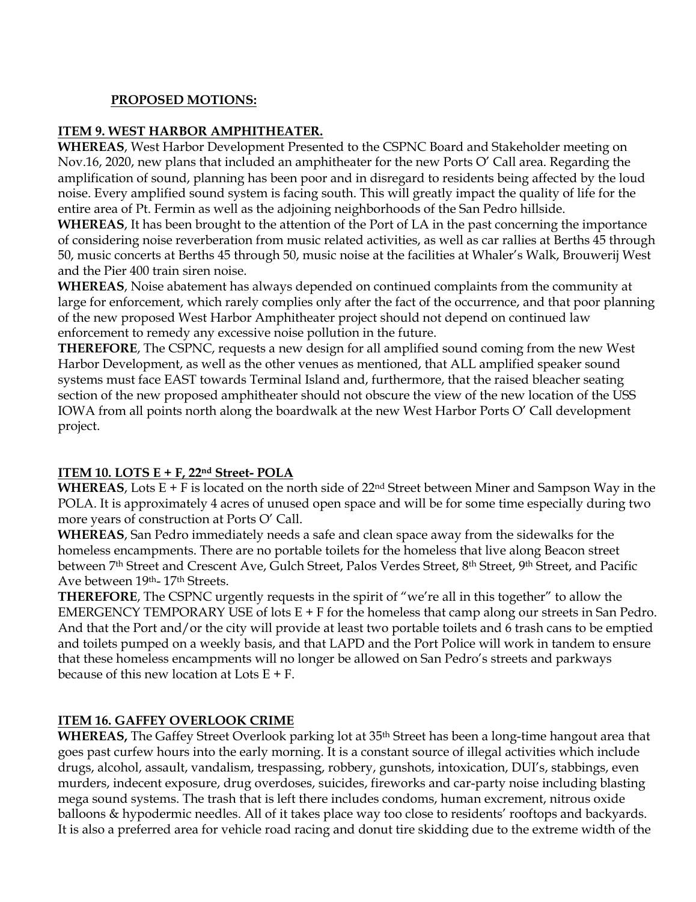**PROPOSED MOTIONS:**

**ITEM 9. WEST HARBOR AMPHITHEATER.**

**WHEREAS**, West Harbor Development Presented to the CSPNC Board and Stakeholder meeting on Nov.16, 2020, new plans that included an amphitheater for the new Ports O' Call area. Regarding the amplification of sound, planning has been poor and in disregard to residents being affected by the loud noise. Every amplified sound system is facing south. This will greatly impact the quality of life for the entire area of Pt. Fermin as well as the adjoining neighborhoods of the San Pedro hillside.

**WHEREAS**, It has been brought to the attention of the Port of LA in the past concerning the importance of considering noise reverberation from music related activities, as well as car rallies at Berths 45 through 50, music concerts at Berths 45 through 50, music noise at the facilities at Whaler's Walk, Brouwerij West and the Pier 400 train siren noise.

**WHEREAS**, Noise abatement has always depended on continued complaints from the community at large for enforcement, which rarely complies only after the fact of the occurrence, and that poor planning of the new proposed West Harbor Amphitheater project should not depend on continued law enforcement to remedy any excessive noise pollution in the future.

**THEREFORE**, The CSPNC, requests a new design for all amplified sound coming from the new West Harbor Development, as well as the other venues as mentioned, that ALL amplified speaker sound systems must face EAST towards Terminal Island and, furthermore, that the raised bleacher seating section of the new proposed amphitheater should not obscure the view of the new location of the USS IOWA from all points north along the boardwalk at the new West Harbor Ports O' Call development project.

**ITEM 10. LOTS E + F, 22nd Street- POLA**

**WHEREAS**, Lots E + F is located on the north side of 22nd Street between Miner and Sampson Way in the POLA. It is approximately 4 acres of unused open space and will be for some time especially during two more years of construction at Ports O' Call.

**WHEREAS**, San Pedro immediately needs a safe and clean space away from the sidewalks for the homeless encampments. There are no portable toilets for the homeless that live along Beacon street between 7th Street and Crescent Ave, Gulch Street, Palos Verdes Street, 8th Street, 9th Street, and Pacific Ave between 19th- 17th Streets.

**THEREFORE**, The CSPNC urgently requests in the spirit of "we're all in this together" to allow the EMERGENCY TEMPORARY USE of lots E + F for the homeless that camp along our streets in San Pedro. And that the Port and/or the city will provide at least two portable toilets and 6 trash cans to be emptied and toilets pumped on a weekly basis, and that LAPD and the Port Police will work in tandem to ensure that these homeless encampments will no longer be allowed on San Pedro's streets and parkways because of this new location at Lots E + F.

**ITEM 16. GAFFEY OVERLOOK CRIME**

**WHEREAS,** The Gaffey Street Overlook parking lot at 35th Street has been a long-time hangout area that goes past curfew hours into the early morning. It is a constant source of illegal activities which include drugs, alcohol, assault, vandalism, trespassing, robbery, gunshots, intoxication, DUI's, stabbings, even murders, indecent exposure, drug overdoses, suicides, fireworks and car-party noise including blasting mega sound systems. The trash that is left there includes condoms, human excrement, nitrous oxide balloons & hypodermic needles. All of it takes place way too close to residents' rooftops and backyards. It is also a preferred area for vehicle road racing and donut tire skidding due to the extreme width of the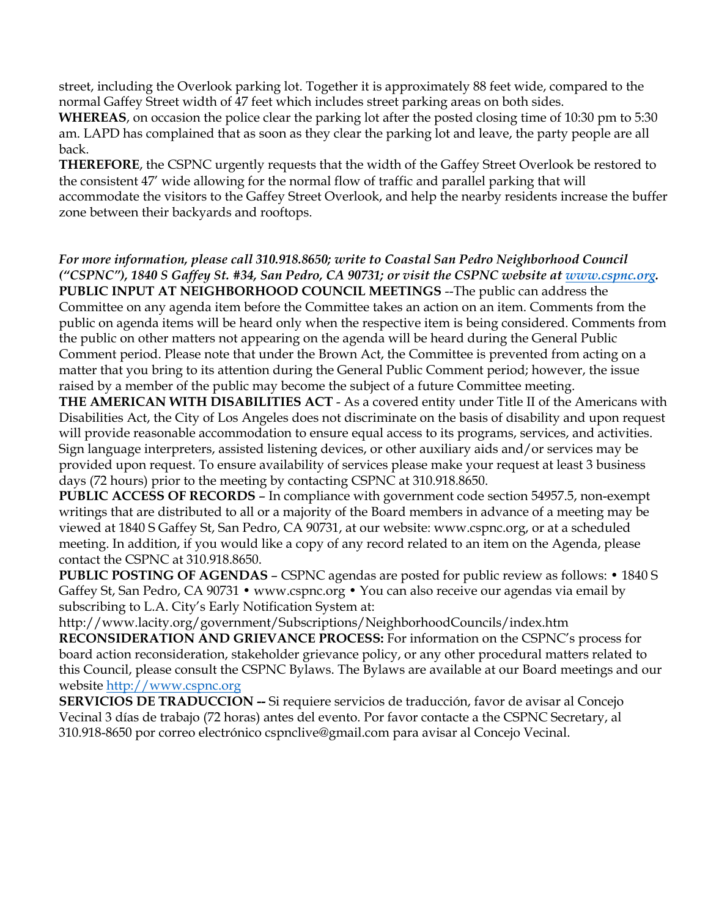street, including the Overlook parking lot. Together it is approximately 88 feet wide, compared to the normal Gaffey Street width of 47 feet which includes street parking areas on both sides.

**WHEREAS**, on occasion the police clear the parking lot after the posted closing time of 10:30 pm to 5:30 am. LAPD has complained that as soon as they clear the parking lot and leave, the party people are all back.

**THEREFORE**, the CSPNC urgently requests that the width of the Gaffey Street Overlook be restored to the consistent 47' wide allowing for the normal flow of traffic and parallel parking that will accommodate the visitors to the Gaffey Street Overlook, and help the nearby residents increase the buffer zone between their backyards and rooftops.

***For more information, please call 310.918.8650; write to Coastal San Pedro Neighborhood Council ("CSPNC"), 1840 S Gaffey St. #34, San Pedro, CA 90731; or visit the CSPNC website at [www.cspnc.org](www.cspnc.org).***

**PUBLIC INPUT AT NEIGHBORHOOD COUNCIL MEETINGS** --The public can address the Committee on any agenda item before the Committee takes an action on an item. Comments from the public on agenda items will be heard only when the respective item is being considered. Comments from the public on other matters not appearing on the agenda will be heard during the General Public Comment period. Please note that under the Brown Act, the Committee is prevented from acting on a matter that you bring to its attention during the General Public Comment period; however, the issue raised by a member of the public may become the subject of a future Committee meeting.

**THE AMERICAN WITH DISABILITIES ACT** - As a covered entity under Title II of the Americans with Disabilities Act, the City of Los Angeles does not discriminate on the basis of disability and upon request will provide reasonable accommodation to ensure equal access to its programs, services, and activities. Sign language interpreters, assisted listening devices, or other auxiliary aids and/or services may be provided upon request. To ensure availability of services please make your request at least 3 business days (72 hours) prior to the meeting by contacting CSPNC at 310.918.8650.

**PUBLIC ACCESS OF RECORDS** – In compliance with government code section 54957.5, non-exempt writings that are distributed to all or a majority of the Board members in advance of a meeting may be viewed at 1840 S Gaffey St, San Pedro, CA 90731, at our website: www.cspnc.org, or at a scheduled meeting. In addition, if you would like a copy of any record related to an item on the Agenda, please contact the CSPNC at 310.918.8650.

**PUBLIC POSTING OF AGENDAS** – CSPNC agendas are posted for public review as follows: • 1840 S Gaffey St, San Pedro, CA 90731 • www.cspnc.org • You can also receive our agendas via email by subscribing to L.A. City's Early Notification System at: http://www.lacity.org/government/Subscriptions/NeighborhoodCouncils/index.htm

**RECONSIDERATION AND GRIEVANCE PROCESS:** For information on the CSPNC's process for board action reconsideration, stakeholder grievance policy, or any other procedural matters related to this Council, please consult the CSPNC Bylaws. The Bylaws are available at our Board meetings and our website [http://www.cspnc.org](http://www.cspnc.org)

**SERVICIOS DE TRADUCCION --** Si requiere servicios de traducción, favor de avisar al Concejo Vecinal 3 días de trabajo (72 horas) antes del evento. Por favor contacte a the CSPNC Secretary, al 310.918-8650 por correo electrónico cspnclive@gmail.com para avisar al Concejo Vecinal.